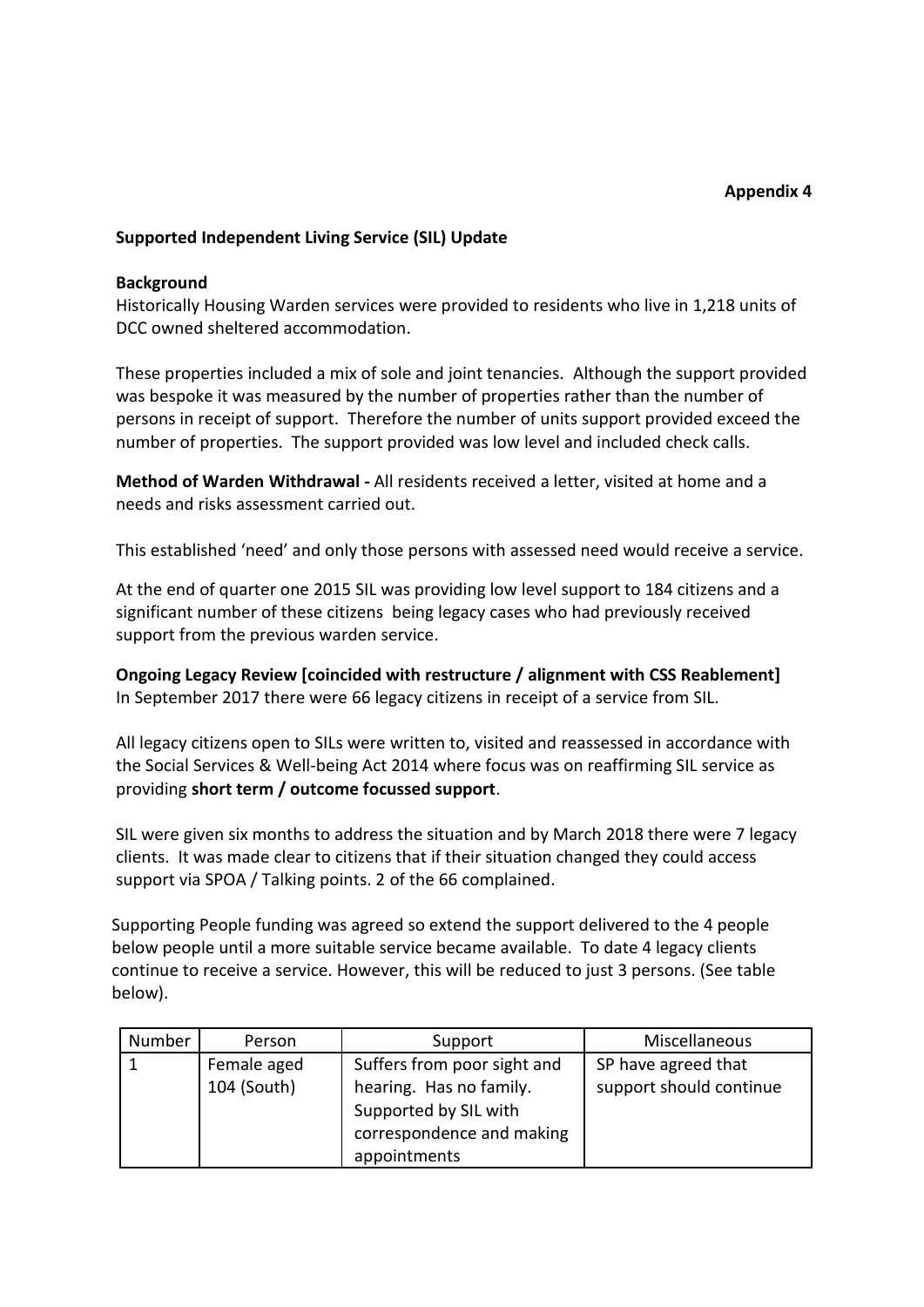**Appendix 4**

**Supported Independent Living Service (SIL) Update**

**Background**

Historically Housing Warden services were provided to residents who live in 1,218 units of DCC owned sheltered accommodation.

These properties included a mix of sole and joint tenancies. Although the support provided was bespoke it was measured by the number of properties rather than the number of persons in receipt of support. Therefore the number of units support provided exceed the number of properties. The support provided was low level and included check calls.

**Method of Warden Withdrawal -** All residents received a letter, visited at home and a needs and risks assessment carried out.

This established 'need' and only those persons with assessed need would receive a service.

At the end of quarter one 2015 SIL was providing low level support to 184 citizens and a significant number of these citizens being legacy cases who had previously received support from the previous warden service.

**Ongoing Legacy Review [coincided with restructure / alignment with CSS Reablement]**
In September 2017 there were 66 legacy citizens in receipt of a service from SIL.

All legacy citizens open to SILs were written to, visited and reassessed in accordance with the Social Services & Well-being Act 2014 where focus was on reaffirming SIL service as providing **short term / outcome focussed support**.

SIL were given six months to address the situation and by March 2018 there were 7 legacy clients. It was made clear to citizens that if their situation changed they could access support via SPOA / Talking points. 2 of the 66 complained.

Supporting People funding was agreed so extend the support delivered to the 4 people below people until a more suitable service became available. To date 4 legacy clients continue to receive a service. However, this will be reduced to just 3 persons. (See table below).

| Number | Person | Support | Miscellaneous |
|---|---|---|---|
| 1 | Female aged 104 (South) | Suffers from poor sight and hearing. Has no family. Supported by SIL with correspondence and making appointments | SP have agreed that support should continue |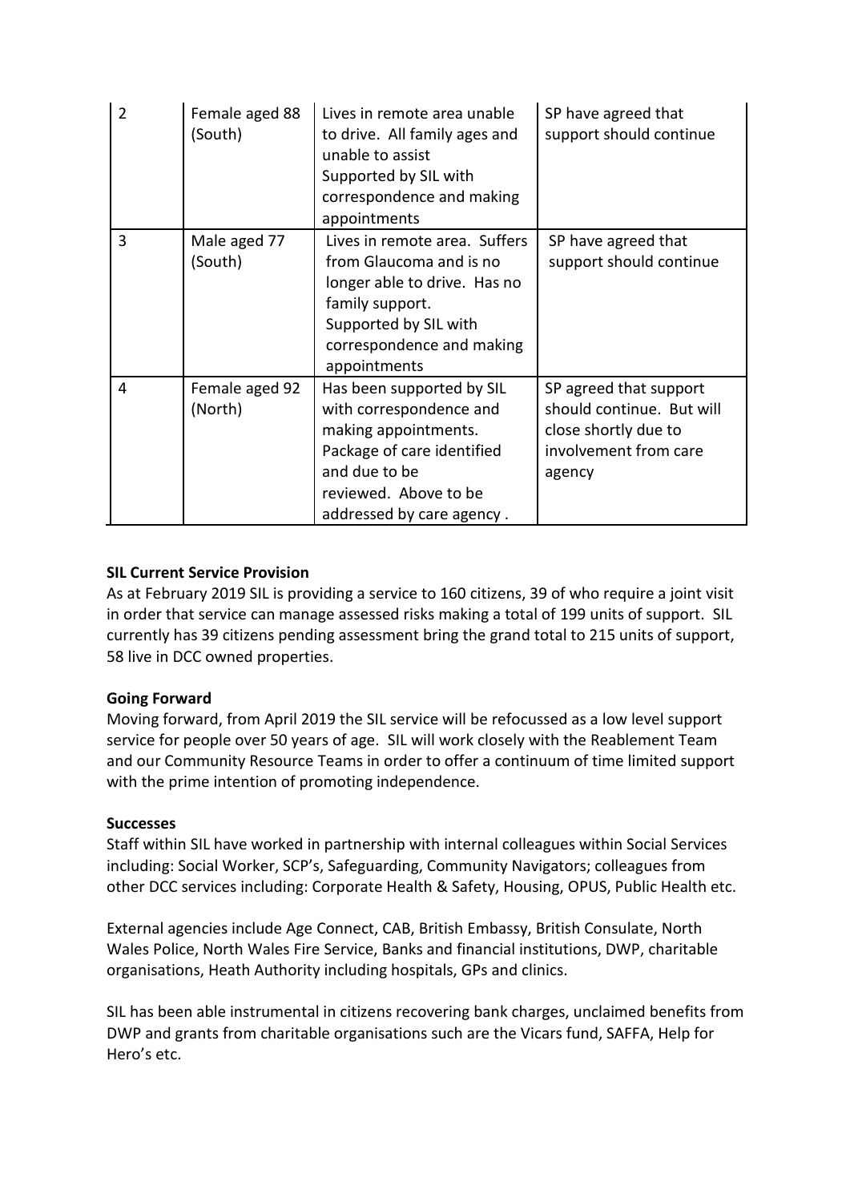| 2 | Female aged 88 (South) | Lives in remote area unable to drive. All family ages and unable to assist Supported by SIL with correspondence and making appointments | SP have agreed that support should continue |
|---|---|---|---|
| 3 | Male aged 77 (South) | Lives in remote area. Suffers from Glaucoma and is no longer able to drive. Has no family support. Supported by SIL with correspondence and making appointments | SP have agreed that support should continue |
| 4 | Female aged 92 (North) | Has been supported by SIL with correspondence and making appointments. Package of care identified and due to be reviewed. Above to be addressed by care agency . | SP agreed that support should continue. But will close shortly due to involvement from care agency |

**SIL Current Service Provision**

As at February 2019 SIL is providing a service to 160 citizens, 39 of who require a joint visit in order that service can manage assessed risks making a total of 199 units of support. SIL currently has 39 citizens pending assessment bring the grand total to 215 units of support, 58 live in DCC owned properties.

**Going Forward**

Moving forward, from April 2019 the SIL service will be refocussed as a low level support service for people over 50 years of age. SIL will work closely with the Reablement Team and our Community Resource Teams in order to offer a continuum of time limited support with the prime intention of promoting independence.

**Successes**

Staff within SIL have worked in partnership with internal colleagues within Social Services including: Social Worker, SCP's, Safeguarding, Community Navigators; colleagues from other DCC services including: Corporate Health & Safety, Housing, OPUS, Public Health etc.

External agencies include Age Connect, CAB, British Embassy, British Consulate, North Wales Police, North Wales Fire Service, Banks and financial institutions, DWP, charitable organisations, Heath Authority including hospitals, GPs and clinics.

SIL has been able instrumental in citizens recovering bank charges, unclaimed benefits from DWP and grants from charitable organisations such are the Vicars fund, SAFFA, Help for Hero's etc.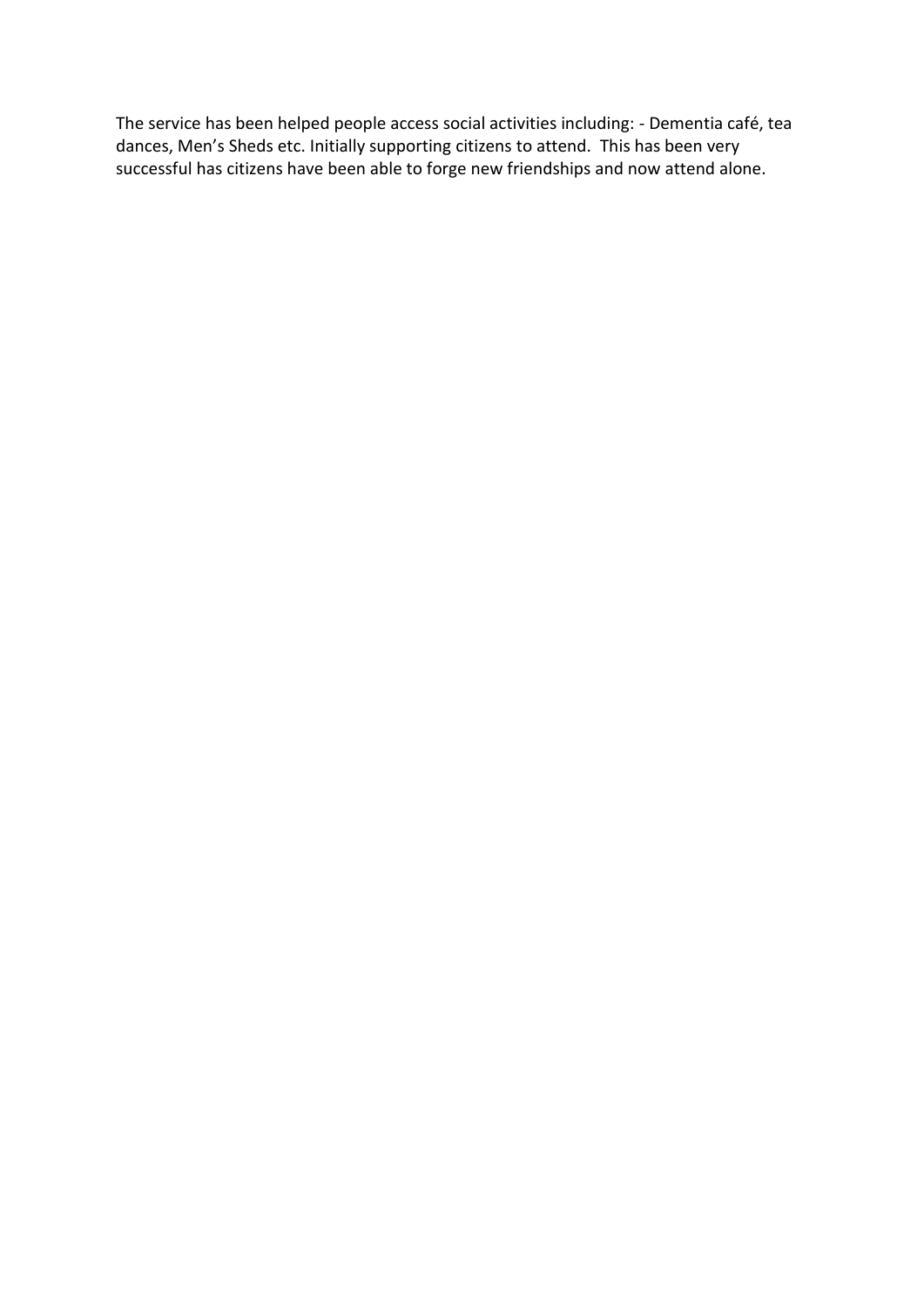The service has been helped people access social activities including: - Dementia café, tea dances, Men's Sheds etc. Initially supporting citizens to attend. This has been very successful has citizens have been able to forge new friendships and now attend alone.